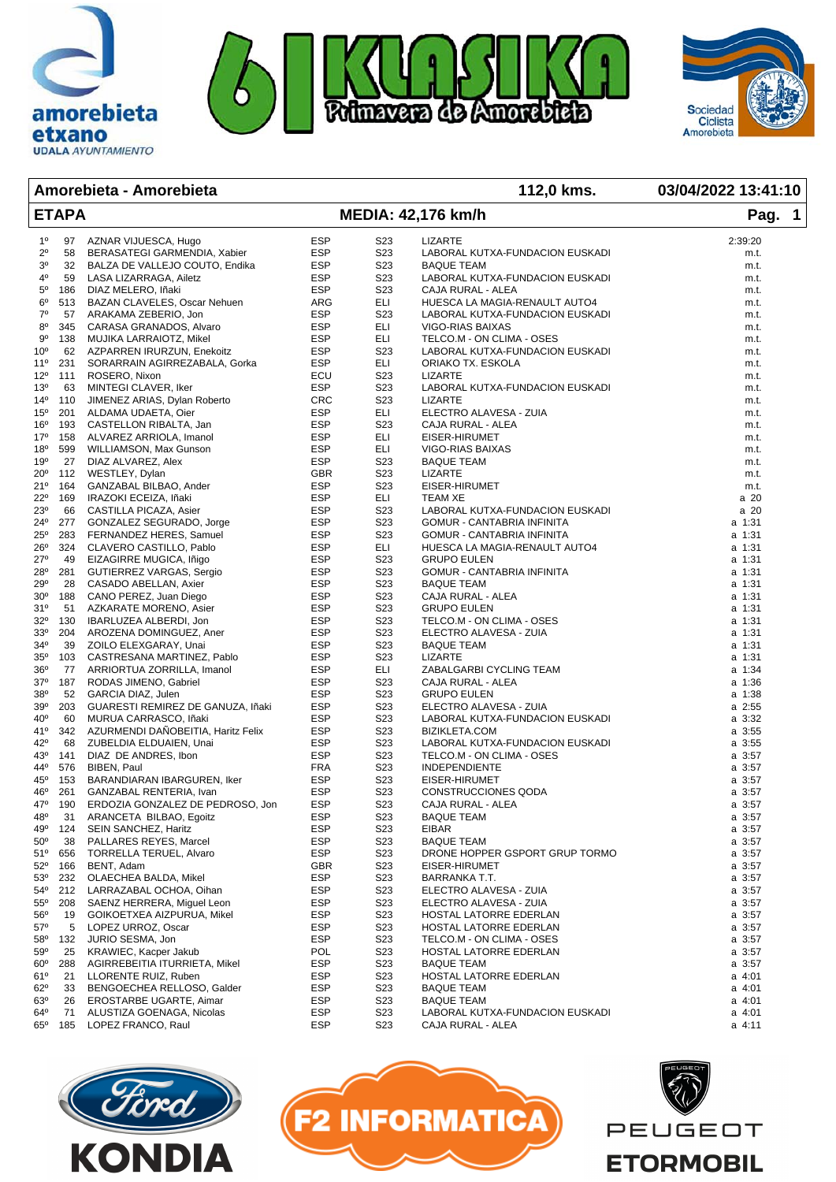## Amorebieta - Amorebieta — 112,0 kms. — 03/04/2022 13:41:10

## ETAPA — MEDIA: 42,176 km/h

| Pos | Dorsal | Nombre | Nac. | Cat. | Equipo | Tiempo |
|---|---|---|---|---|---|---|
| 1º | 97 | AZNAR VIJUESCA, Hugo | ESP | S23 | LIZARTE | 2:39:20 |
| 2º | 58 | BERASATEGI GARMENDIA, Xabier | ESP | S23 | LABORAL KUTXA-FUNDACION EUSKADI | m.t. |
| 3º | 32 | BALZA DE VALLEJO COUTO, Endika | ESP | S23 | BAQUE TEAM | m.t. |
| 4º | 59 | LASA LIZARRAGA, Ailetz | ESP | S23 | LABORAL KUTXA-FUNDACION EUSKADI | m.t. |
| 5º | 186 | DIAZ MELERO, Iñaki | ESP | S23 | CAJA RURAL - ALEA | m.t. |
| 6º | 513 | BAZAN CLAVELES, Oscar Nehuen | ARG | ELI | HUESCA LA MAGIA-RENAULT AUTO4 | m.t. |
| 7º | 57 | ARAKAMA ZEBERIO, Jon | ESP | S23 | LABORAL KUTXA-FUNDACION EUSKADI | m.t. |
| 8º | 345 | CARASA GRANADOS, Alvaro | ESP | ELI | VIGO-RIAS BAIXAS | m.t. |
| 9º | 138 | MUJIKA LARRAIOTZ, Mikel | ESP | ELI | TELCO.M - ON CLIMA - OSES | m.t. |
| 10º | 62 | AZPARREN IRURZUN, Enekoitz | ESP | S23 | LABORAL KUTXA-FUNDACION EUSKADI | m.t. |
| 11º | 231 | SORARRAIN AGIRREZABALA, Gorka | ESP | ELI | ORIAKO TX. ESKOLA | m.t. |
| 12º | 111 | ROSERO, Nixon | ECU | S23 | LIZARTE | m.t. |
| 13º | 63 | MINTEGI CLAVER, Iker | ESP | S23 | LABORAL KUTXA-FUNDACION EUSKADI | m.t. |
| 14º | 110 | JIMENEZ ARIAS, Dylan Roberto | CRC | S23 | LIZARTE | m.t. |
| 15º | 201 | ALDAMA UDAETA, Oier | ESP | ELI | ELECTRO ALAVESA - ZUIA | m.t. |
| 16º | 193 | CASTELLON RIBALTA, Jan | ESP | S23 | CAJA RURAL - ALEA | m.t. |
| 17º | 158 | ALVAREZ ARRIOLA, Imanol | ESP | ELI | EISER-HIRUMET | m.t. |
| 18º | 599 | WILLIAMSON, Max Gunson | ESP | ELI | VIGO-RIAS BAIXAS | m.t. |
| 19º | 27 | DIAZ ALVAREZ, Alex | ESP | S23 | BAQUE TEAM | m.t. |
| 20º | 112 | WESTLEY, Dylan | GBR | S23 | LIZARTE | m.t. |
| 21º | 164 | GANZABAL BILBAO, Ander | ESP | S23 | EISER-HIRUMET | m.t. |
| 22º | 169 | IRAZOKI ECEIZA, Iñaki | ESP | ELI | TEAM XE | a 20 |
| 23º | 66 | CASTILLA PICAZA, Asier | ESP | S23 | LABORAL KUTXA-FUNDACION EUSKADI | a 20 |
| 24º | 277 | GONZALEZ SEGURADO, Jorge | ESP | S23 | GOMUR - CANTABRIA INFINITA | a 1:31 |
| 25º | 283 | FERNANDEZ HERES, Samuel | ESP | S23 | GOMUR - CANTABRIA INFINITA | a 1:31 |
| 26º | 324 | CLAVERO CASTILLO, Pablo | ESP | ELI | HUESCA LA MAGIA-RENAULT AUTO4 | a 1:31 |
| 27º | 49 | EIZAGIRRE MUGICA, Iñigo | ESP | S23 | GRUPO EULEN | a 1:31 |
| 28º | 281 | GUTIERREZ VARGAS, Sergio | ESP | S23 | GOMUR - CANTABRIA INFINITA | a 1:31 |
| 29º | 28 | CASADO ABELLAN, Axier | ESP | S23 | BAQUE TEAM | a 1:31 |
| 30º | 188 | CANO PEREZ, Juan Diego | ESP | S23 | CAJA RURAL - ALEA | a 1:31 |
| 31º | 51 | AZKARATE MORENO, Asier | ESP | S23 | GRUPO EULEN | a 1:31 |
| 32º | 130 | IBARLUZEA ALBERDI, Jon | ESP | S23 | TELCO.M - ON CLIMA - OSES | a 1:31 |
| 33º | 204 | AROZENA DOMINGUEZ, Aner | ESP | S23 | ELECTRO ALAVESA - ZUIA | a 1:31 |
| 34º | 39 | ZOILO ELEXGARAY, Unai | ESP | S23 | BAQUE TEAM | a 1:31 |
| 35º | 103 | CASTRESANA MARTINEZ, Pablo | ESP | S23 | LIZARTE | a 1:31 |
| 36º | 77 | ARRIORTUA ZORRILLA, Imanol | ESP | ELI | ZABALGARBI CYCLING TEAM | a 1:34 |
| 37º | 187 | RODAS JIMENO, Gabriel | ESP | S23 | CAJA RURAL - ALEA | a 1:36 |
| 38º | 52 | GARCIA DIAZ, Julen | ESP | S23 | GRUPO EULEN | a 1:38 |
| 39º | 203 | GUARESTI REMIREZ DE GANUZA, Iñaki | ESP | S23 | ELECTRO ALAVESA - ZUIA | a 2:55 |
| 40º | 60 | MURUA CARRASCO, Iñaki | ESP | S23 | LABORAL KUTXA-FUNDACION EUSKADI | a 3:32 |
| 41º | 342 | AZURMENDI DAÑOBEITIA, Haritz Felix | ESP | S23 | BIZIKLETA.COM | a 3:55 |
| 42º | 68 | ZUBELDIA ELDUAIEN, Unai | ESP | S23 | LABORAL KUTXA-FUNDACION EUSKADI | a 3:55 |
| 43º | 141 | DIAZ DE ANDRES, Ibon | ESP | S23 | TELCO.M - ON CLIMA - OSES | a 3:57 |
| 44º | 576 | BIBEN, Paul | FRA | S23 | INDEPENDIENTE | a 3:57 |
| 45º | 153 | BARANDIARAN IBARGUREN, Iker | ESP | S23 | EISER-HIRUMET | a 3:57 |
| 46º | 261 | GANZABAL RENTERIA, Ivan | ESP | S23 | CONSTRUCCIONES QODA | a 3:57 |
| 47º | 190 | ERDOZIA GONZALEZ DE PEDROSO, Jon | ESP | S23 | CAJA RURAL - ALEA | a 3:57 |
| 48º | 31 | ARANCETA BILBAO, Egoitz | ESP | S23 | BAQUE TEAM | a 3:57 |
| 49º | 124 | SEIN SANCHEZ, Haritz | ESP | S23 | EIBAR | a 3:57 |
| 50º | 38 | PALLARES REYES, Marcel | ESP | S23 | BAQUE TEAM | a 3:57 |
| 51º | 656 | TORRELLA TERUEL, Alvaro | ESP | S23 | DRONE HOPPER GSPORT GRUP TORMO | a 3:57 |
| 52º | 166 | BENT, Adam | GBR | S23 | EISER-HIRUMET | a 3:57 |
| 53º | 232 | OLAECHEA BALDA, Mikel | ESP | S23 | BARRANKA T.T. | a 3:57 |
| 54º | 212 | LARRAZABAL OCHOA, Oihan | ESP | S23 | ELECTRO ALAVESA - ZUIA | a 3:57 |
| 55º | 208 | SAENZ HERRERA, Miguel Leon | ESP | S23 | ELECTRO ALAVESA - ZUIA | a 3:57 |
| 56º | 19 | GOIKOETXEA AIZPURUA, Mikel | ESP | S23 | HOSTAL LATORRE EDERLAN | a 3:57 |
| 57º | 5 | LOPEZ URROZ, Oscar | ESP | S23 | HOSTAL LATORRE EDERLAN | a 3:57 |
| 58º | 132 | JURIO SESMA, Jon | ESP | S23 | TELCO.M - ON CLIMA - OSES | a 3:57 |
| 59º | 25 | KRAWIEC, Kacper Jakub | POL | S23 | HOSTAL LATORRE EDERLAN | a 3:57 |
| 60º | 288 | AGIRREBEITIA ITURRIETA, Mikel | ESP | S23 | BAQUE TEAM | a 3:57 |
| 61º | 21 | LLORENTE RUIZ, Ruben | ESP | S23 | HOSTAL LATORRE EDERLAN | a 4:01 |
| 62º | 33 | BENGOECHEA RELLOSO, Galder | ESP | S23 | BAQUE TEAM | a 4:01 |
| 63º | 26 | EROSTARBE UGARTE, Aimar | ESP | S23 | BAQUE TEAM | a 4:01 |
| 64º | 71 | ALUSTIZA GOENAGA, Nicolas | ESP | S23 | LABORAL KUTXA-FUNDACION EUSKADI | a 4:01 |
| 65º | 185 | LOPEZ FRANCO, Raul | ESP | S23 | CAJA RURAL - ALEA | a 4:11 |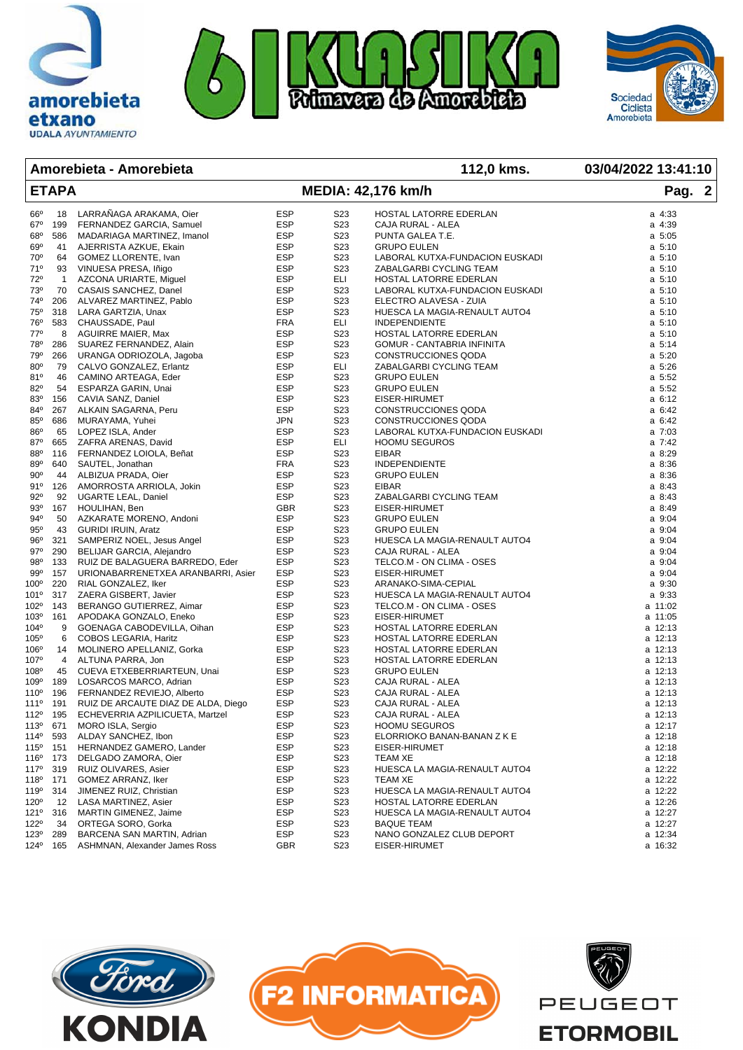## Amorebieta - Amorebieta | 112,0 kms. | 03/04/2022 13:41:10

## ETAPA | MEDIA: 42,176 km/h

| Pos. | Dorsal | Nombre | Nac. | Cat. | Equipo | Tiempo |
|---|---|---|---|---|---|---|
| 66º | 18 | LARRAÑAGA ARAKAMA, Oier | ESP | S23 | HOSTAL LATORRE EDERLAN | a 4:33 |
| 67º | 199 | FERNANDEZ GARCIA, Samuel | ESP | S23 | CAJA RURAL - ALEA | a 4:39 |
| 68º | 586 | MADARIAGA MARTINEZ, Imanol | ESP | S23 | PUNTA GALEA T.E. | a 5:05 |
| 69º | 41 | AJERRISTA AZKUE, Ekain | ESP | S23 | GRUPO EULEN | a 5:10 |
| 70º | 64 | GOMEZ LLORENTE, Ivan | ESP | S23 | LABORAL KUTXA-FUNDACION EUSKADI | a 5:10 |
| 71º | 93 | VINUESA PRESA, Iñigo | ESP | S23 | ZABALGARBI CYCLING TEAM | a 5:10 |
| 72º | 1 | AZCONA URIARTE, Miguel | ESP | ELI | HOSTAL LATORRE EDERLAN | a 5:10 |
| 73º | 70 | CASAIS SANCHEZ, Danel | ESP | S23 | LABORAL KUTXA-FUNDACION EUSKADI | a 5:10 |
| 74º | 206 | ALVAREZ MARTINEZ, Pablo | ESP | S23 | ELECTRO ALAVESA - ZUIA | a 5:10 |
| 75º | 318 | LARA GARTZIA, Unax | ESP | S23 | HUESCA LA MAGIA-RENAULT AUTO4 | a 5:10 |
| 76º | 583 | CHAUSSADE, Paul | FRA | ELI | INDEPENDIENTE | a 5:10 |
| 77º | 8 | AGUIRRE MAIER, Max | ESP | S23 | HOSTAL LATORRE EDERLAN | a 5:10 |
| 78º | 286 | SUAREZ FERNANDEZ, Alain | ESP | S23 | GOMUR - CANTABRIA INFINITA | a 5:14 |
| 79º | 266 | URANGA ODRIOZOLA, Jagoba | ESP | S23 | CONSTRUCCIONES QODA | a 5:20 |
| 80º | 79 | CALVO GONZALEZ, Erlantz | ESP | ELI | ZABALGARBI CYCLING TEAM | a 5:26 |
| 81º | 46 | CAMINO ARTEAGA, Eder | ESP | S23 | GRUPO EULEN | a 5:52 |
| 82º | 54 | ESPARZA GARIN, Unai | ESP | S23 | GRUPO EULEN | a 5:52 |
| 83º | 156 | CAVIA SANZ, Daniel | ESP | S23 | EISER-HIRUMET | a 6:12 |
| 84º | 267 | ALKAIN SAGARNA, Peru | ESP | S23 | CONSTRUCCIONES QODA | a 6:42 |
| 85º | 686 | MURAYAMA, Yuhei | JPN | S23 | CONSTRUCCIONES QODA | a 6:42 |
| 86º | 65 | LOPEZ ISLA, Ander | ESP | S23 | LABORAL KUTXA-FUNDACION EUSKADI | a 7:03 |
| 87º | 665 | ZAFRA ARENAS, David | ESP | ELI | HOOMU SEGUROS | a 7:42 |
| 88º | 116 | FERNANDEZ LOIOLA, Beñat | ESP | S23 | EIBAR | a 8:29 |
| 89º | 640 | SAUTEL, Jonathan | FRA | S23 | INDEPENDIENTE | a 8:36 |
| 90º | 44 | ALBIZUA PRADA, Oier | ESP | S23 | GRUPO EULEN | a 8:36 |
| 91º | 126 | AMORROSTA ARRIOLA, Jokin | ESP | S23 | EIBAR | a 8:43 |
| 92º | 92 | UGARTE LEAL, Daniel | ESP | S23 | ZABALGARBI CYCLING TEAM | a 8:43 |
| 93º | 167 | HOULIHAN, Ben | GBR | S23 | EISER-HIRUMET | a 8:49 |
| 94º | 50 | AZKARATE MORENO, Andoni | ESP | S23 | GRUPO EULEN | a 9:04 |
| 95º | 43 | GURIDI IRUIN, Aratz | ESP | S23 | GRUPO EULEN | a 9:04 |
| 96º | 321 | SAMPERIZ NOEL, Jesus Angel | ESP | S23 | HUESCA LA MAGIA-RENAULT AUTO4 | a 9:04 |
| 97º | 290 | BELIJAR GARCIA, Alejandro | ESP | S23 | CAJA RURAL - ALEA | a 9:04 |
| 98º | 133 | RUIZ DE BALAGUERA BARREDO, Eder | ESP | S23 | TELCO.M - ON CLIMA - OSES | a 9:04 |
| 99º | 157 | URIONABARRENETXEA ARANBARRI, Asier | ESP | S23 | EISER-HIRUMET | a 9:04 |
| 100º | 220 | RIAL GONZALEZ, Iker | ESP | S23 | ARANAKO-SIMA-CEPIAL | a 9:30 |
| 101º | 317 | ZAERA GISBERT, Javier | ESP | S23 | HUESCA LA MAGIA-RENAULT AUTO4 | a 9:33 |
| 102º | 143 | BERANGO GUTIERREZ, Aimar | ESP | S23 | TELCO.M - ON CLIMA - OSES | a 11:02 |
| 103º | 161 | APODAKA GONZALO, Eneko | ESP | S23 | EISER-HIRUMET | a 11:05 |
| 104º | 9 | GOENAGA CABODEVILLA, Oihan | ESP | S23 | HOSTAL LATORRE EDERLAN | a 12:13 |
| 105º | 6 | COBOS LEGARIA, Haritz | ESP | S23 | HOSTAL LATORRE EDERLAN | a 12:13 |
| 106º | 14 | MOLINERO APELLANIZ, Gorka | ESP | S23 | HOSTAL LATORRE EDERLAN | a 12:13 |
| 107º | 4 | ALTUNA PARRA, Jon | ESP | S23 | HOSTAL LATORRE EDERLAN | a 12:13 |
| 108º | 45 | CUEVA ETXEBERRIARTEUN, Unai | ESP | S23 | GRUPO EULEN | a 12:13 |
| 109º | 189 | LOSARCOS MARCO, Adrian | ESP | S23 | CAJA RURAL - ALEA | a 12:13 |
| 110º | 196 | FERNANDEZ REVIEJO, Alberto | ESP | S23 | CAJA RURAL - ALEA | a 12:13 |
| 111º | 191 | RUIZ DE ARCAUTE DIAZ DE ALDA, Diego | ESP | S23 | CAJA RURAL - ALEA | a 12:13 |
| 112º | 195 | ECHEVERRIA AZPILICUETA, Martzel | ESP | S23 | CAJA RURAL - ALEA | a 12:13 |
| 113º | 671 | MORO ISLA, Sergio | ESP | S23 | HOOMU SEGUROS | a 12:17 |
| 114º | 593 | ALDAY SANCHEZ, Ibon | ESP | S23 | ELORRIOKO BANAN-BANAN Z K E | a 12:18 |
| 115º | 151 | HERNANDEZ GAMERO, Lander | ESP | S23 | EISER-HIRUMET | a 12:18 |
| 116º | 173 | DELGADO ZAMORA, Oier | ESP | S23 | TEAM XE | a 12:18 |
| 117º | 319 | RUIZ OLIVARES, Asier | ESP | S23 | HUESCA LA MAGIA-RENAULT AUTO4 | a 12:22 |
| 118º | 171 | GOMEZ ARRANZ, Iker | ESP | S23 | TEAM XE | a 12:22 |
| 119º | 314 | JIMENEZ RUIZ, Christian | ESP | S23 | HUESCA LA MAGIA-RENAULT AUTO4 | a 12:22 |
| 120º | 12 | LASA MARTINEZ, Asier | ESP | S23 | HOSTAL LATORRE EDERLAN | a 12:26 |
| 121º | 316 | MARTIN GIMENEZ, Jaime | ESP | S23 | HUESCA LA MAGIA-RENAULT AUTO4 | a 12:27 |
| 122º | 34 | ORTEGA SORO, Gorka | ESP | S23 | BAQUE TEAM | a 12:27 |
| 123º | 289 | BARCENA SAN MARTIN, Adrian | ESP | S23 | NANO GONZALEZ CLUB DEPORT | a 12:34 |
| 124º | 165 | ASHMNAN, Alexander James Ross | GBR | S23 | EISER-HIRUMET | a 16:32 |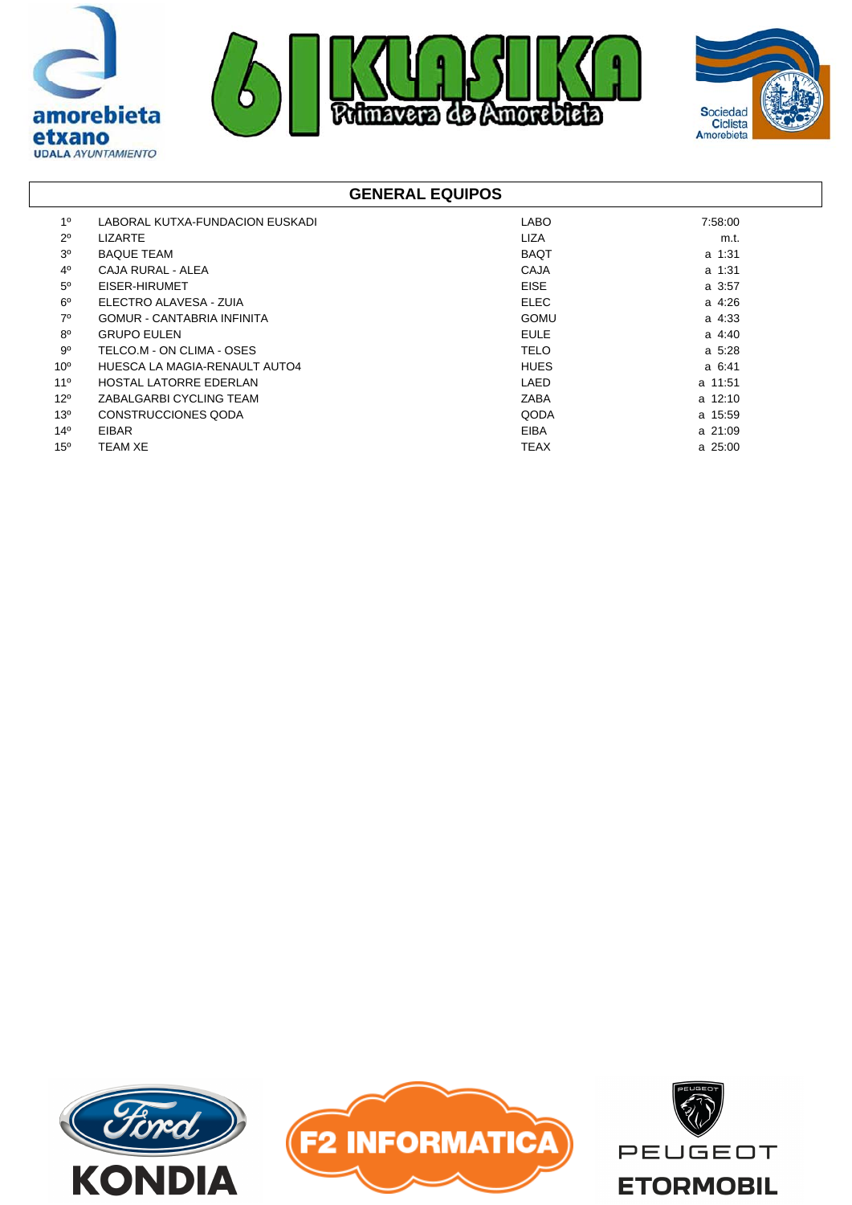## GENERAL EQUIPOS

| | | | |
|---|---|---|---|
| 1º | LABORAL KUTXA-FUNDACION EUSKADI | LABO | 7:58:00 |
| 2º | LIZARTE | LIZA | m.t. |
| 3º | BAQUE TEAM | BAQT | a 1:31 |
| 4º | CAJA RURAL - ALEA | CAJA | a 1:31 |
| 5º | EISER-HIRUMET | EISE | a 3:57 |
| 6º | ELECTRO ALAVESA - ZUIA | ELEC | a 4:26 |
| 7º | GOMUR - CANTABRIA INFINITA | GOMU | a 4:33 |
| 8º | GRUPO EULEN | EULE | a 4:40 |
| 9º | TELCO.M - ON CLIMA - OSES | TELO | a 5:28 |
| 10º | HUESCA LA MAGIA-RENAULT AUTO4 | HUES | a 6:41 |
| 11º | HOSTAL LATORRE EDERLAN | LAED | a 11:51 |
| 12º | ZABALGARBI CYCLING TEAM | ZABA | a 12:10 |
| 13º | CONSTRUCCIONES QODA | QODA | a 15:59 |
| 14º | EIBAR | EIBA | a 21:09 |
| 15º | TEAM XE | TEAX | a 25:00 |